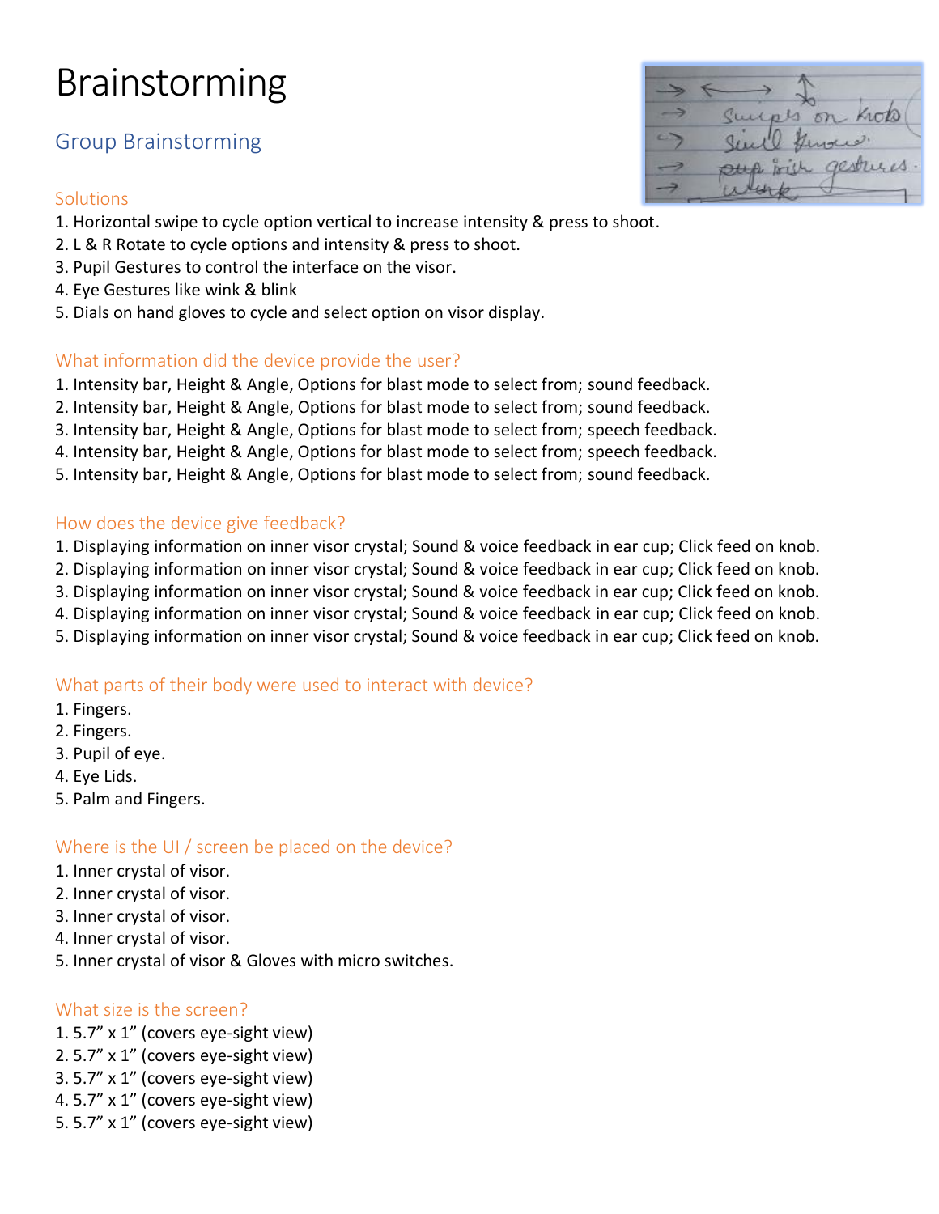# Brainstorming

## Group Brainstorming

### Solutions

1. Horizontal swipe to cycle option vertical to increase intensity & press to shoot.
2. L & R Rotate to cycle options and intensity & press to shoot.
3. Pupil Gestures to control the interface on the visor.
4. Eye Gestures like wink & blink
5. Dials on hand gloves to cycle and select option on visor display.

### What information did the device provide the user?

1. Intensity bar, Height & Angle, Options for blast mode to select from; sound feedback.
2. Intensity bar, Height & Angle, Options for blast mode to select from; sound feedback.
3. Intensity bar, Height & Angle, Options for blast mode to select from; speech feedback.
4. Intensity bar, Height & Angle, Options for blast mode to select from; speech feedback.
5. Intensity bar, Height & Angle, Options for blast mode to select from; sound feedback.

### How does the device give feedback?

1. Displaying information on inner visor crystal; Sound & voice feedback in ear cup; Click feed on knob.
2. Displaying information on inner visor crystal; Sound & voice feedback in ear cup; Click feed on knob.
3. Displaying information on inner visor crystal; Sound & voice feedback in ear cup; Click feed on knob.
4. Displaying information on inner visor crystal; Sound & voice feedback in ear cup; Click feed on knob.
5. Displaying information on inner visor crystal; Sound & voice feedback in ear cup; Click feed on knob.

### What parts of their body were used to interact with device?

1. Fingers.
2. Fingers.
3. Pupil of eye.
4. Eye Lids.
5. Palm and Fingers.

### Where is the UI / screen be placed on the device?

1. Inner crystal of visor.
2. Inner crystal of visor.
3. Inner crystal of visor.
4. Inner crystal of visor.
5. Inner crystal of visor & Gloves with micro switches.

### What size is the screen?

1. 5.7” x 1” (covers eye-sight view)
2. 5.7” x 1” (covers eye-sight view)
3. 5.7” x 1” (covers eye-sight view)
4. 5.7” x 1” (covers eye-sight view)
5. 5.7” x 1” (covers eye-sight view)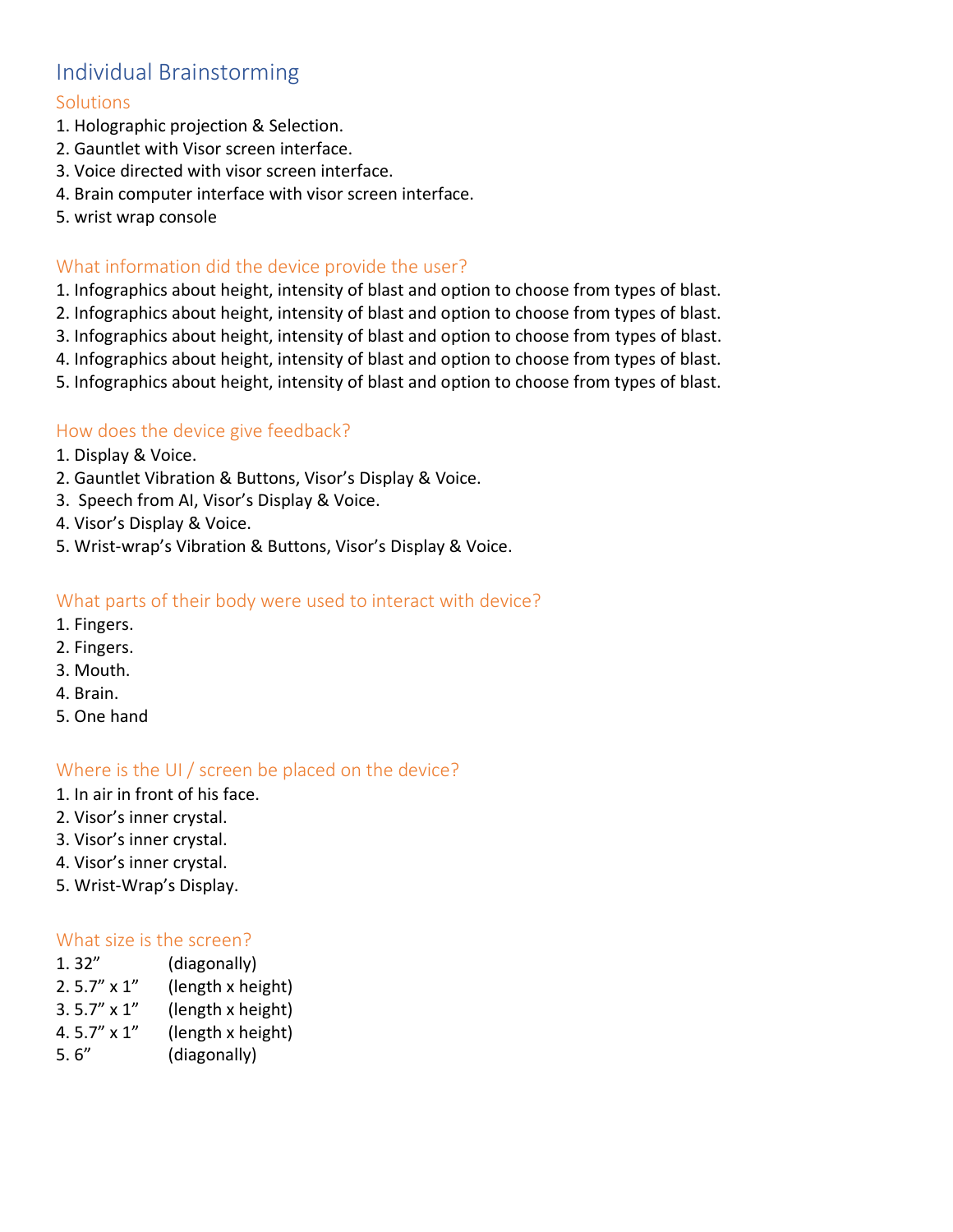# Individual Brainstorming

## Solutions

1. Holographic projection & Selection.
2. Gauntlet with Visor screen interface.
3. Voice directed with visor screen interface.
4. Brain computer interface with visor screen interface.
5. wrist wrap console

## What information did the device provide the user?

1. Infographics about height, intensity of blast and option to choose from types of blast.
2. Infographics about height, intensity of blast and option to choose from types of blast.
3. Infographics about height, intensity of blast and option to choose from types of blast.
4. Infographics about height, intensity of blast and option to choose from types of blast.
5. Infographics about height, intensity of blast and option to choose from types of blast.

## How does the device give feedback?

1. Display & Voice.
2. Gauntlet Vibration & Buttons, Visor's Display & Voice.
3. Speech from AI, Visor's Display & Voice.
4. Visor's Display & Voice.
5. Wrist-wrap's Vibration & Buttons, Visor's Display & Voice.

## What parts of their body were used to interact with device?

1. Fingers.
2. Fingers.
3. Mouth.
4. Brain.
5. One hand

## Where is the UI / screen be placed on the device?

1. In air in front of his face.
2. Visor's inner crystal.
3. Visor's inner crystal.
4. Visor's inner crystal.
5. Wrist-Wrap's Display.

## What size is the screen?

1. 32" (diagonally)
2. 5.7" x 1" (length x height)
3. 5.7" x 1" (length x height)
4. 5.7" x 1" (length x height)
5. 6" (diagonally)